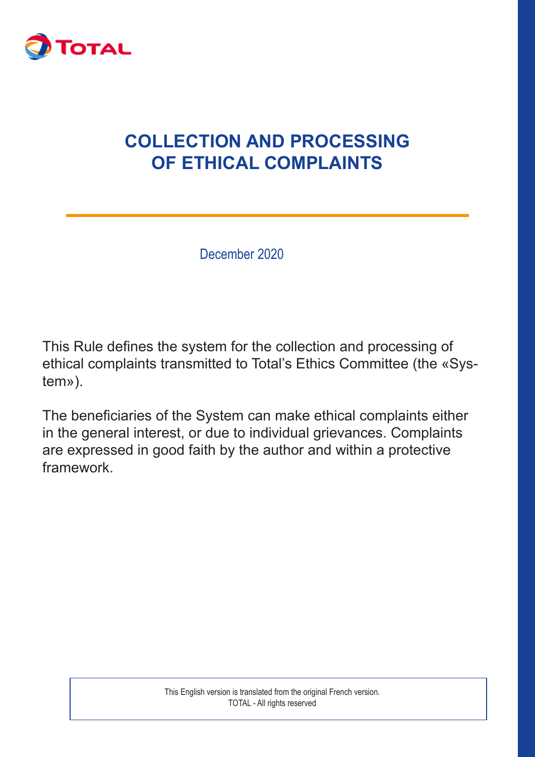TOTAL

# COLLECTION AND PROCESSING OF ETHICAL COMPLAINTS

December 2020

This Rule defines the system for the collection and processing of ethical complaints transmitted to Total's Ethics Committee (the «System»).

The beneficiaries of the System can make ethical complaints either in the general interest, or due to individual grievances. Complaints are expressed in good faith by the author and within a protective framework.

This English version is translated from the original French version.
TOTAL - All rights reserved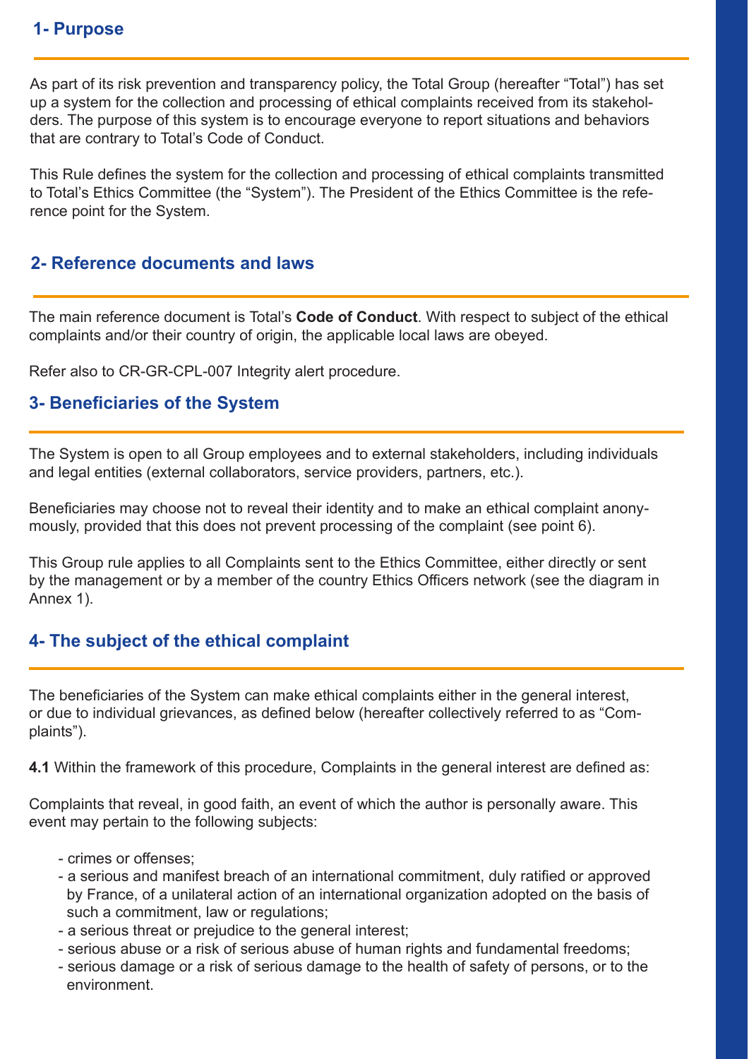## 1- Purpose

As part of its risk prevention and transparency policy, the Total Group (hereafter "Total") has set up a system for the collection and processing of ethical complaints received from its stakeholders. The purpose of this system is to encourage everyone to report situations and behaviors that are contrary to Total's Code of Conduct.

This Rule defines the system for the collection and processing of ethical complaints transmitted to Total's Ethics Committee (the "System"). The President of the Ethics Committee is the reference point for the System.

## 2- Reference documents and laws

The main reference document is Total's **Code of Conduct**. With respect to subject of the ethical complaints and/or their country of origin, the applicable local laws are obeyed.

Refer also to CR-GR-CPL-007 Integrity alert procedure.

## 3- Beneficiaries of the System

The System is open to all Group employees and to external stakeholders, including individuals and legal entities (external collaborators, service providers, partners, etc.).

Beneficiaries may choose not to reveal their identity and to make an ethical complaint anonymously, provided that this does not prevent processing of the complaint (see point 6).

This Group rule applies to all Complaints sent to the Ethics Committee, either directly or sent by the management or by a member of the country Ethics Officers network (see the diagram in Annex 1).

## 4- The subject of the ethical complaint

The beneficiaries of the System can make ethical complaints either in the general interest, or due to individual grievances, as defined below (hereafter collectively referred to as "Complaints").

**4.1** Within the framework of this procedure, Complaints in the general interest are defined as:

Complaints that reveal, in good faith, an event of which the author is personally aware. This event may pertain to the following subjects:

- crimes or offenses;
- a serious and manifest breach of an international commitment, duly ratified or approved by France, of a unilateral action of an international organization adopted on the basis of such a commitment, law or regulations;
- a serious threat or prejudice to the general interest;
- serious abuse or a risk of serious abuse of human rights and fundamental freedoms;
- serious damage or a risk of serious damage to the health of safety of persons, or to the environment.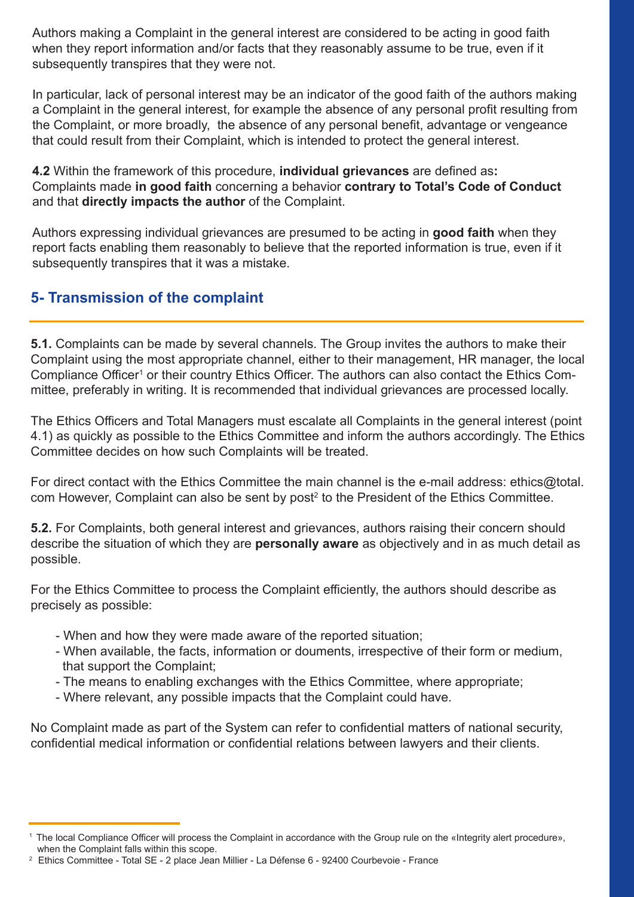Authors making a Complaint in the general interest are considered to be acting in good faith when they report information and/or facts that they reasonably assume to be true, even if it subsequently transpires that they were not.

In particular, lack of personal interest may be an indicator of the good faith of the authors making a Complaint in the general interest, for example the absence of any personal profit resulting from the Complaint, or more broadly, the absence of any personal benefit, advantage or vengeance that could result from their Complaint, which is intended to protect the general interest.

**4.2** Within the framework of this procedure, **individual grievances** are defined as**:** Complaints made **in good faith** concerning a behavior **contrary to Total's Code of Conduct** and that **directly impacts the author** of the Complaint.

Authors expressing individual grievances are presumed to be acting in **good faith** when they report facts enabling them reasonably to believe that the reported information is true, even if it subsequently transpires that it was a mistake.

## 5- Transmission of the complaint

**5.1.** Complaints can be made by several channels. The Group invites the authors to make their Complaint using the most appropriate channel, either to their management, HR manager, the local Compliance Officer[1] or their country Ethics Officer. The authors can also contact the Ethics Committee, preferably in writing. It is recommended that individual grievances are processed locally.

The Ethics Officers and Total Managers must escalate all Complaints in the general interest (point 4.1) as quickly as possible to the Ethics Committee and inform the authors accordingly. The Ethics Committee decides on how such Complaints will be treated.

For direct contact with the Ethics Committee the main channel is the e-mail address: ethics@total.com However, Complaint can also be sent by post[2] to the President of the Ethics Committee.

**5.2.** For Complaints, both general interest and grievances, authors raising their concern should describe the situation of which they are **personally aware** as objectively and in as much detail as possible.

For the Ethics Committee to process the Complaint efficiently, the authors should describe as precisely as possible:

- When and how they were made aware of the reported situation;
- When available, the facts, information or douments, irrespective of their form or medium, that support the Complaint;
- The means to enabling exchanges with the Ethics Committee, where appropriate;
- Where relevant, any possible impacts that the Complaint could have.

No Complaint made as part of the System can refer to confidential matters of national security, confidential medical information or confidential relations between lawyers and their clients.

---

[1] The local Compliance Officer will process the Complaint in accordance with the Group rule on the «Integrity alert procedure», when the Complaint falls within this scope.

[2] Ethics Committee - Total SE - 2 place Jean Millier - La Défense 6 - 92400 Courbevoie - France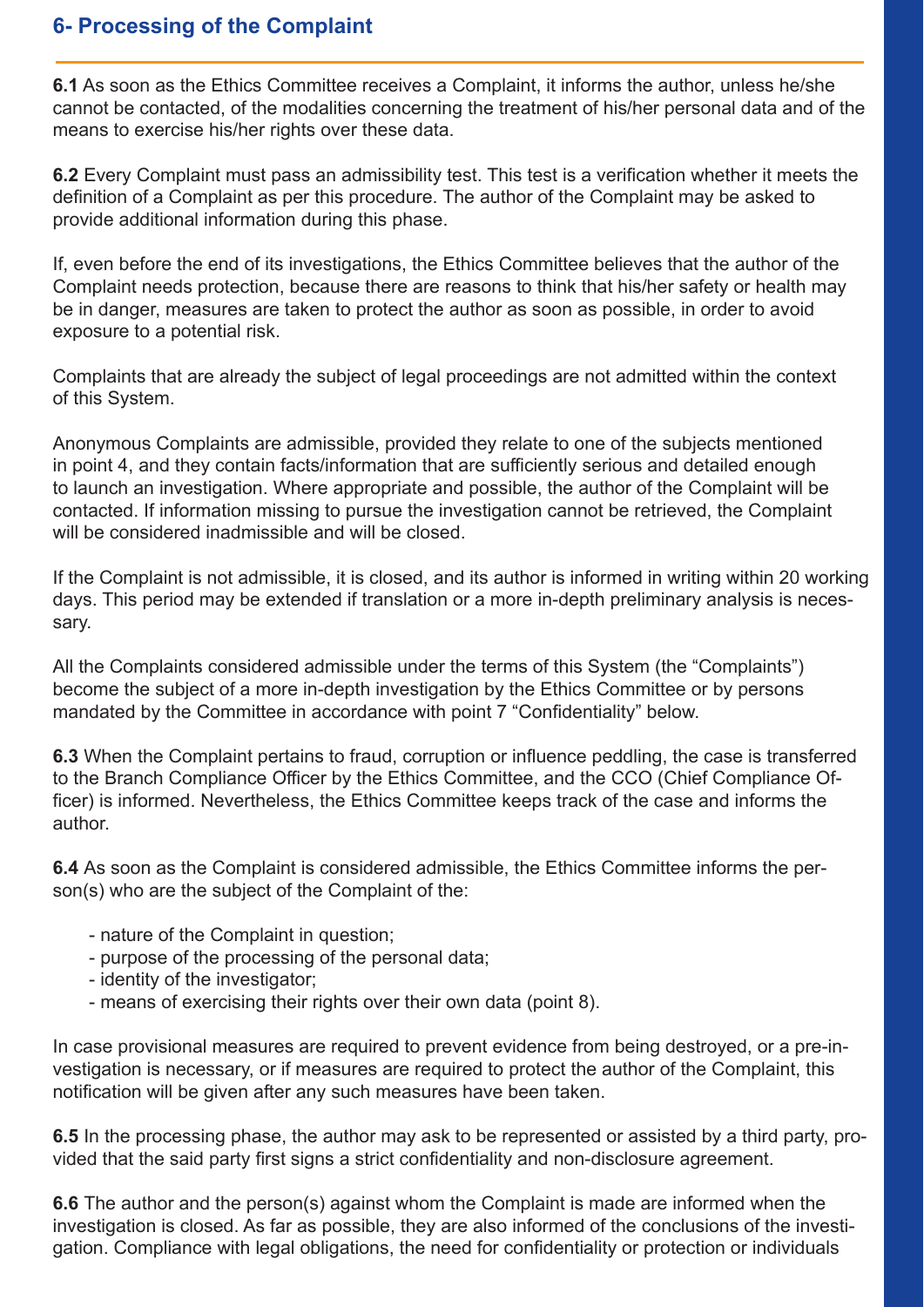## 6- Processing of the Complaint

**6.1** As soon as the Ethics Committee receives a Complaint, it informs the author, unless he/she cannot be contacted, of the modalities concerning the treatment of his/her personal data and of the means to exercise his/her rights over these data.

**6.2** Every Complaint must pass an admissibility test. This test is a verification whether it meets the definition of a Complaint as per this procedure. The author of the Complaint may be asked to provide additional information during this phase.

If, even before the end of its investigations, the Ethics Committee believes that the author of the Complaint needs protection, because there are reasons to think that his/her safety or health may be in danger, measures are taken to protect the author as soon as possible, in order to avoid exposure to a potential risk.

Complaints that are already the subject of legal proceedings are not admitted within the context of this System.

Anonymous Complaints are admissible, provided they relate to one of the subjects mentioned in point 4, and they contain facts/information that are sufficiently serious and detailed enough to launch an investigation. Where appropriate and possible, the author of the Complaint will be contacted. If information missing to pursue the investigation cannot be retrieved, the Complaint will be considered inadmissible and will be closed.

If the Complaint is not admissible, it is closed, and its author is informed in writing within 20 working days. This period may be extended if translation or a more in-depth preliminary analysis is necessary.

All the Complaints considered admissible under the terms of this System (the "Complaints") become the subject of a more in-depth investigation by the Ethics Committee or by persons mandated by the Committee in accordance with point 7 "Confidentiality" below.

**6.3** When the Complaint pertains to fraud, corruption or influence peddling, the case is transferred to the Branch Compliance Officer by the Ethics Committee, and the CCO (Chief Compliance Officer) is informed. Nevertheless, the Ethics Committee keeps track of the case and informs the author.

**6.4** As soon as the Complaint is considered admissible, the Ethics Committee informs the person(s) who are the subject of the Complaint of the:

- nature of the Complaint in question;
- purpose of the processing of the personal data;
- identity of the investigator;
- means of exercising their rights over their own data (point 8).

In case provisional measures are required to prevent evidence from being destroyed, or a pre-investigation is necessary, or if measures are required to protect the author of the Complaint, this notification will be given after any such measures have been taken.

**6.5** In the processing phase, the author may ask to be represented or assisted by a third party, provided that the said party first signs a strict confidentiality and non-disclosure agreement.

**6.6** The author and the person(s) against whom the Complaint is made are informed when the investigation is closed. As far as possible, they are also informed of the conclusions of the investigation. Compliance with legal obligations, the need for confidentiality or protection or individuals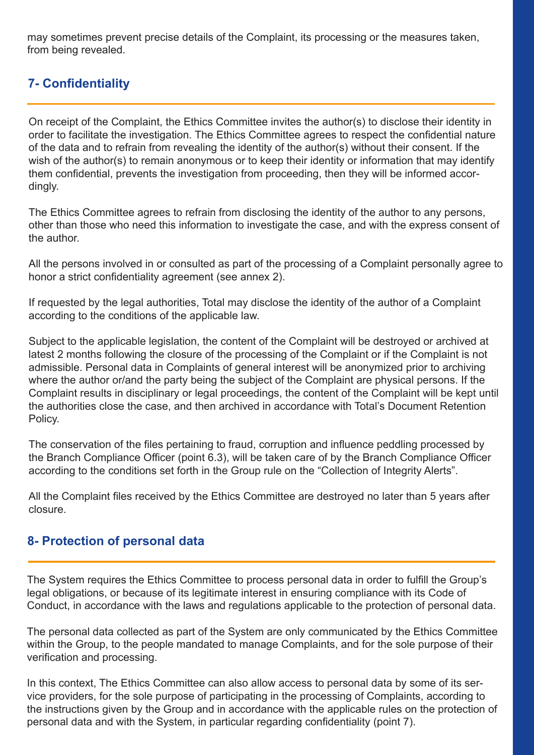may sometimes prevent precise details of the Complaint, its processing or the measures taken, from being revealed.

## 7- Confidentiality

On receipt of the Complaint, the Ethics Committee invites the author(s) to disclose their identity in order to facilitate the investigation. The Ethics Committee agrees to respect the confidential nature of the data and to refrain from revealing the identity of the author(s) without their consent. If the wish of the author(s) to remain anonymous or to keep their identity or information that may identify them confidential, prevents the investigation from proceeding, then they will be informed accordingly.

The Ethics Committee agrees to refrain from disclosing the identity of the author to any persons, other than those who need this information to investigate the case, and with the express consent of the author.

All the persons involved in or consulted as part of the processing of a Complaint personally agree to honor a strict confidentiality agreement (see annex 2).

If requested by the legal authorities, Total may disclose the identity of the author of a Complaint according to the conditions of the applicable law.

Subject to the applicable legislation, the content of the Complaint will be destroyed or archived at latest 2 months following the closure of the processing of the Complaint or if the Complaint is not admissible. Personal data in Complaints of general interest will be anonymized prior to archiving where the author or/and the party being the subject of the Complaint are physical persons. If the Complaint results in disciplinary or legal proceedings, the content of the Complaint will be kept until the authorities close the case, and then archived in accordance with Total's Document Retention Policy.

The conservation of the files pertaining to fraud, corruption and influence peddling processed by the Branch Compliance Officer (point 6.3), will be taken care of by the Branch Compliance Officer according to the conditions set forth in the Group rule on the "Collection of Integrity Alerts".

All the Complaint files received by the Ethics Committee are destroyed no later than 5 years after closure.

## 8- Protection of personal data

The System requires the Ethics Committee to process personal data in order to fulfill the Group's legal obligations, or because of its legitimate interest in ensuring compliance with its Code of Conduct, in accordance with the laws and regulations applicable to the protection of personal data.

The personal data collected as part of the System are only communicated by the Ethics Committee within the Group, to the people mandated to manage Complaints, and for the sole purpose of their verification and processing.

In this context, The Ethics Committee can also allow access to personal data by some of its service providers, for the sole purpose of participating in the processing of Complaints, according to the instructions given by the Group and in accordance with the applicable rules on the protection of personal data and with the System, in particular regarding confidentiality (point 7).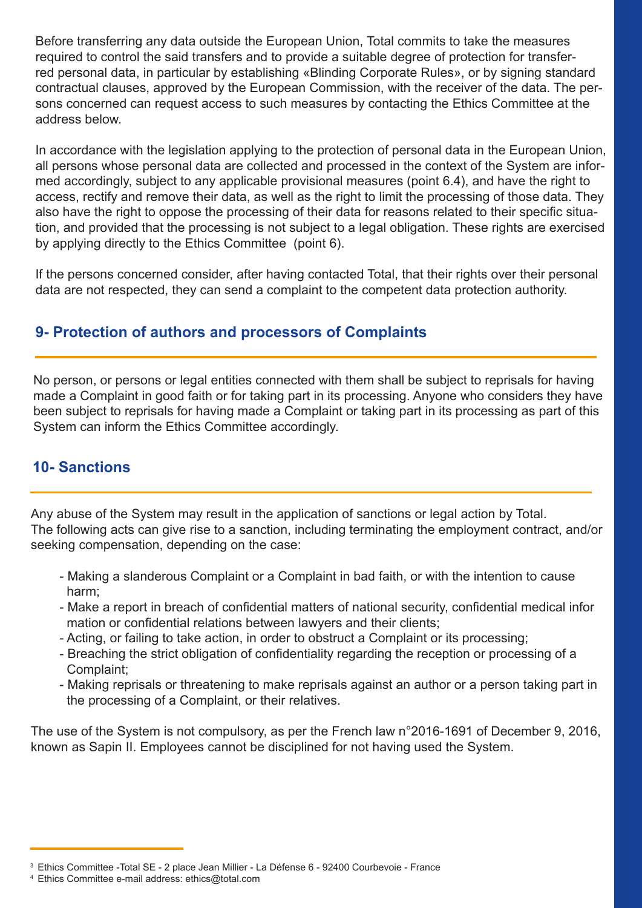Before transferring any data outside the European Union, Total commits to take the measures required to control the said transfers and to provide a suitable degree of protection for transferred personal data, in particular by establishing «Blinding Corporate Rules», or by signing standard contractual clauses, approved by the European Commission, with the receiver of the data. The persons concerned can request access to such measures by contacting the Ethics Committee at the address below.

In accordance with the legislation applying to the protection of personal data in the European Union, all persons whose personal data are collected and processed in the context of the System are informed accordingly, subject to any applicable provisional measures (point 6.4), and have the right to access, rectify and remove their data, as well as the right to limit the processing of those data. They also have the right to oppose the processing of their data for reasons related to their specific situation, and provided that the processing is not subject to a legal obligation. These rights are exercised by applying directly to the Ethics Committee (point 6).

If the persons concerned consider, after having contacted Total, that their rights over their personal data are not respected, they can send a complaint to the competent data protection authority.

## 9- Protection of authors and processors of Complaints

No person, or persons or legal entities connected with them shall be subject to reprisals for having made a Complaint in good faith or for taking part in its processing. Anyone who considers they have been subject to reprisals for having made a Complaint or taking part in its processing as part of this System can inform the Ethics Committee accordingly.

## 10- Sanctions

Any abuse of the System may result in the application of sanctions or legal action by Total.
The following acts can give rise to a sanction, including terminating the employment contract, and/or seeking compensation, depending on the case:

- Making a slanderous Complaint or a Complaint in bad faith, or with the intention to cause harm;
- Make a report in breach of confidential matters of national security, confidential medical information or confidential relations between lawyers and their clients;
- Acting, or failing to take action, in order to obstruct a Complaint or its processing;
- Breaching the strict obligation of confidentiality regarding the reception or processing of a Complaint;
- Making reprisals or threatening to make reprisals against an author or a person taking part in the processing of a Complaint, or their relatives.

The use of the System is not compulsory, as per the French law n°2016-1691 of December 9, 2016, known as Sapin II. Employees cannot be disciplined for not having used the System.

[3] Ethics Committee -Total SE - 2 place Jean Millier - La Défense 6 - 92400 Courbevoie - France

[4] Ethics Committee e-mail address: ethics@total.com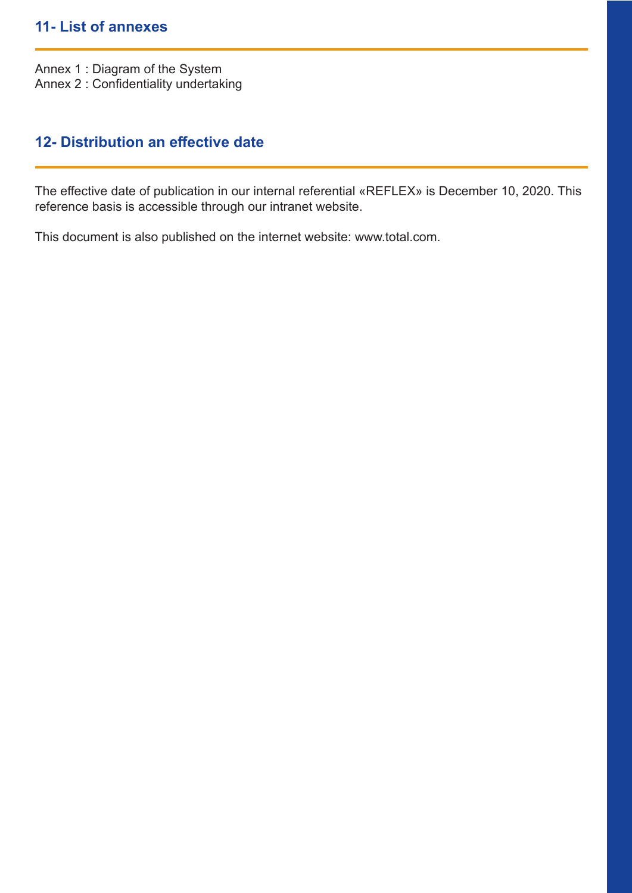## 11- List of annexes

Annex 1 : Diagram of the System
Annex 2 : Confidentiality undertaking

## 12- Distribution an effective date

The effective date of publication in our internal referential «REFLEX» is December 10, 2020. This reference basis is accessible through our intranet website.

This document is also published on the internet website: www.total.com.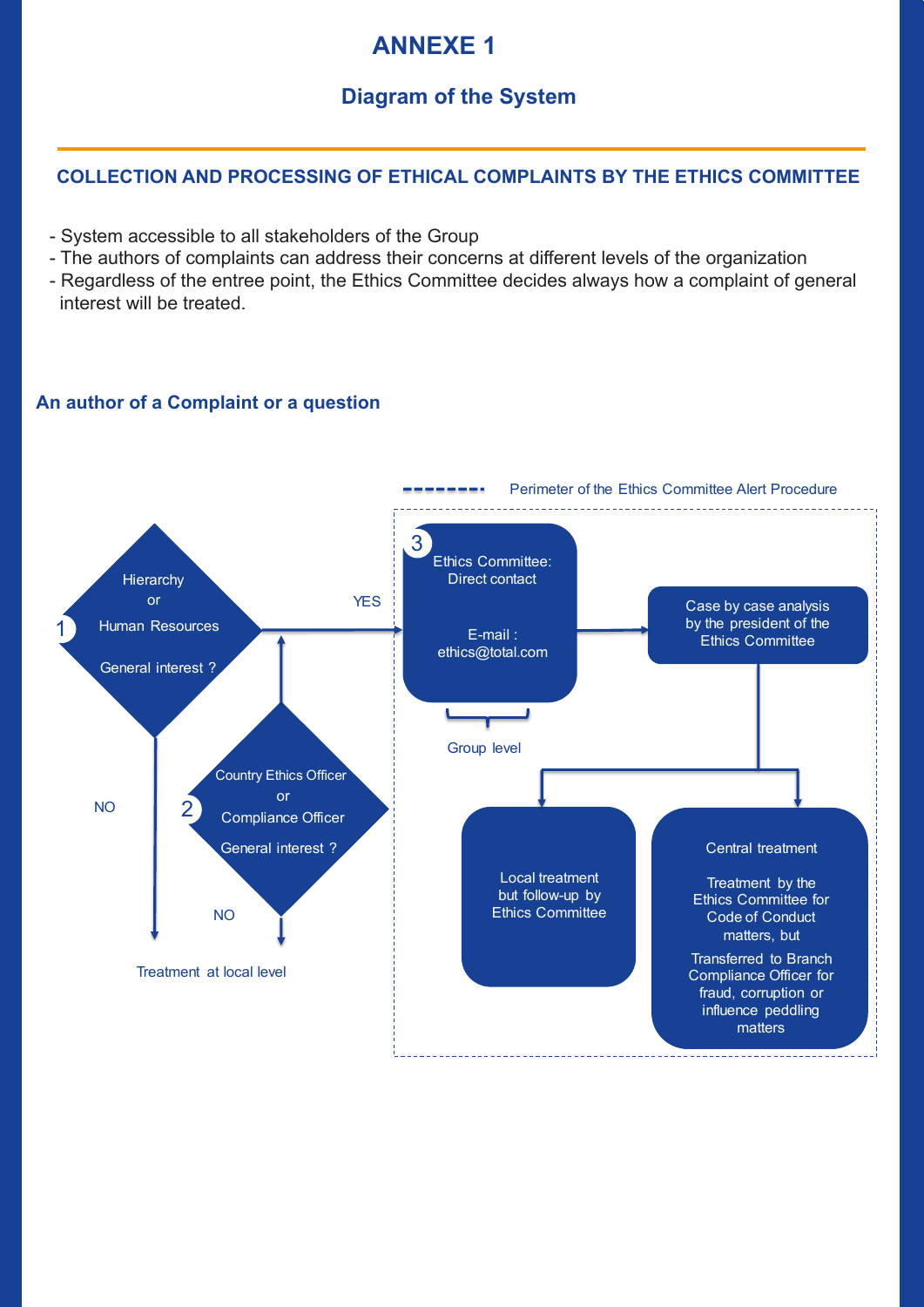# ANNEXE 1

## Diagram of the System

### COLLECTION AND PROCESSING OF ETHICAL COMPLAINTS BY THE ETHICS COMMITTEE

- System accessible to all stakeholders of the Group
- The authors of complaints can address their concerns at different levels of the organization
- Regardless of the entree point, the Ethics Committee decides always how a complaint of general interest will be treated.

### An author of a Complaint or a question

Perimeter of the Ethics Committee Alert Procedure

1 Hierarchy or Human Resources — General interest ?

YES

NO

2 Country Ethics Officer or Compliance Officer — General interest ?

NO

Treatment at local level

3 Ethics Committee: Direct contact

E-mail : ethics@total.com

Group level

Case by case analysis by the president of the Ethics Committee

Local treatment but follow-up by Ethics Committee

Central treatment

Treatment by the Ethics Committee for Code of Conduct matters, but

Transferred to Branch Compliance Officer for fraud, corruption or influence peddling matters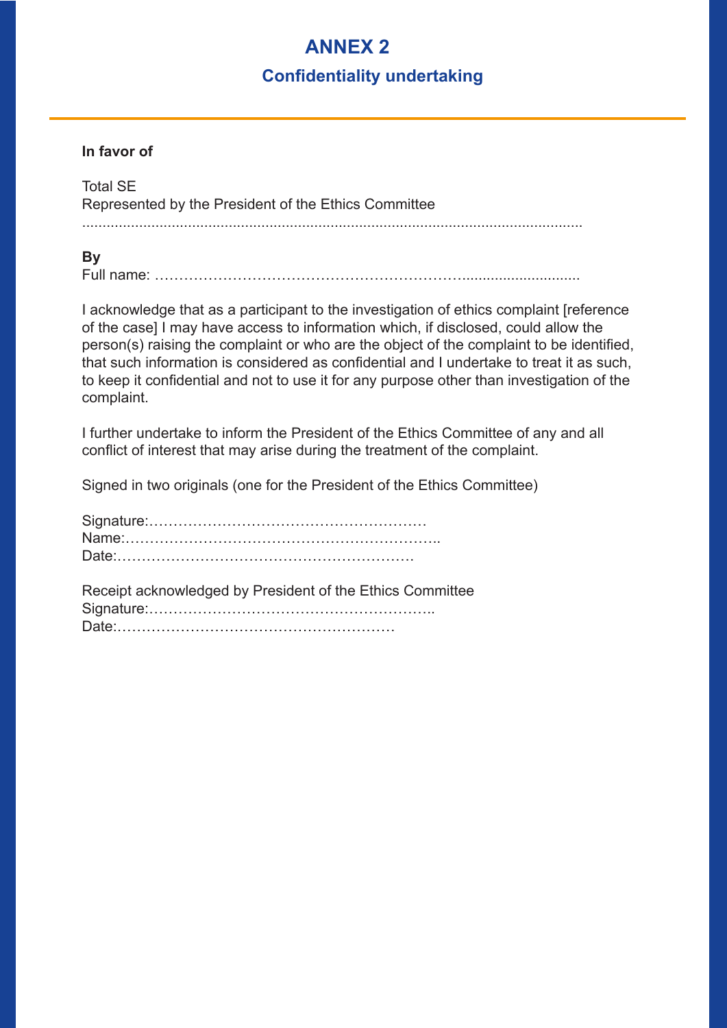# ANNEX 2

## Confidentiality undertaking

**In favor of**

Total SE
Represented by the President of the Ethics Committee
..........................................................................................................................

**By**
Full name: ………………………………………………………..............................

I acknowledge that as a participant to the investigation of ethics complaint [reference of the case] I may have access to information which, if disclosed, could allow the person(s) raising the complaint or who are the object of the complaint to be identified, that such information is considered as confidential and I undertake to treat it as such, to keep it confidential and not to use it for any purpose other than investigation of the complaint.

I further undertake to inform the President of the Ethics Committee of any and all conflict of interest that may arise during the treatment of the complaint.

Signed in two originals (one for the President of the Ethics Committee)

Signature:…………………………………………………
Name:………………………………………………………..
Date:…………………………………………………….

Receipt acknowledged by President of the Ethics Committee
Signature:…………………………………………………..
Date:…………………………………………………